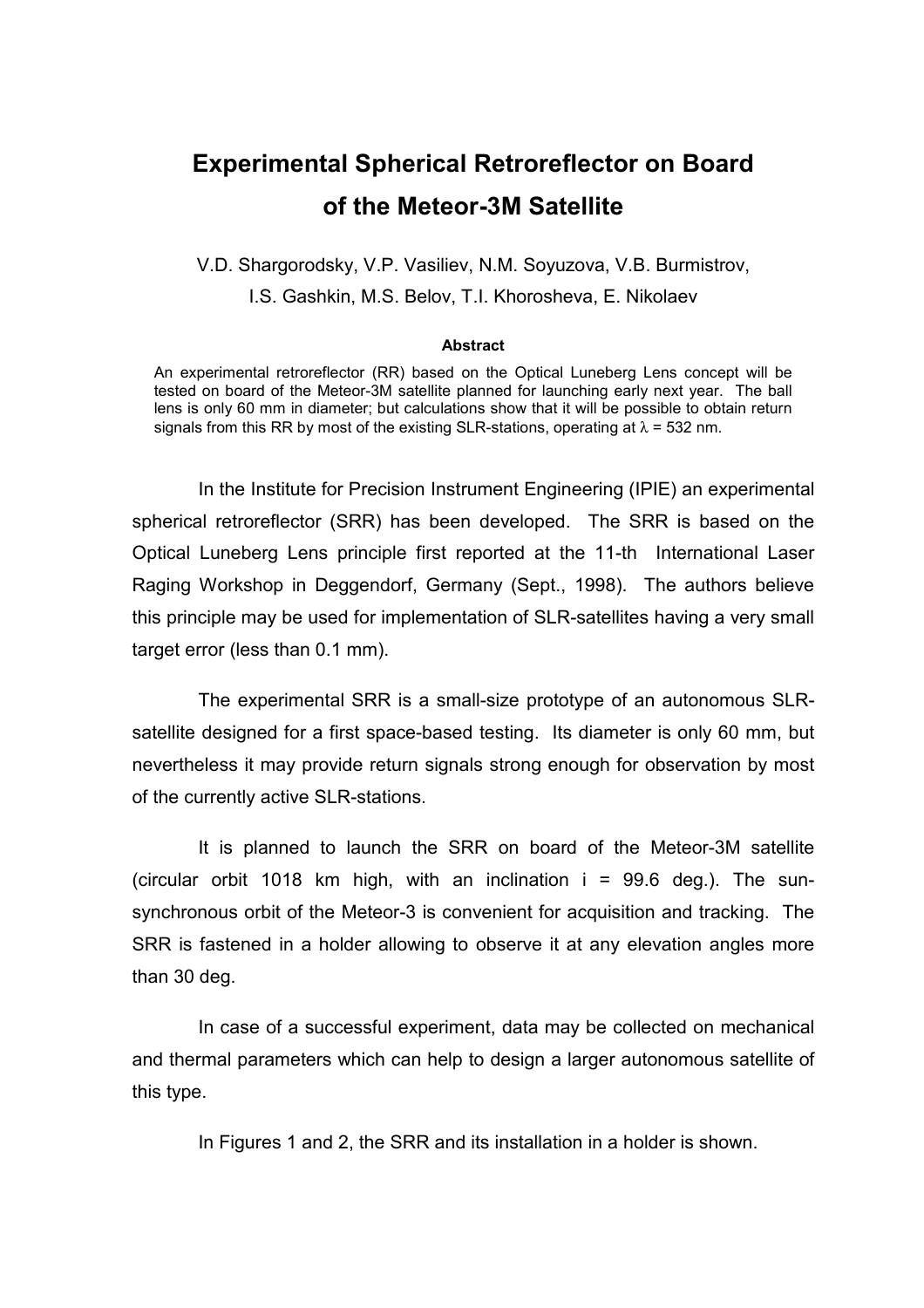# Experimental Spherical Retroreflector on Board of the Meteor-3M Satellite

V.D. Shargorodsky, V.P. Vasiliev, N.M. Soyuzova, V.B. Burmistrov, I.S. Gashkin, M.S. Belov, T.I. Khorosheva, E. Nikolaev

**Abstract**

An experimental retroreflector (RR) based on the Optical Luneberg Lens concept will be tested on board of the Meteor-3M satellite planned for launching early next year. The ball lens is only 60 mm in diameter; but calculations show that it will be possible to obtain return signals from this RR by most of the existing SLR-stations, operating at $\lambda$ = 532 nm.

In the Institute for Precision Instrument Engineering (IPIE) an experimental spherical retroreflector (SRR) has been developed. The SRR is based on the Optical Luneberg Lens principle first reported at the 11-th International Laser Raging Workshop in Deggendorf, Germany (Sept., 1998). The authors believe this principle may be used for implementation of SLR-satellites having a very small target error (less than 0.1 mm).

The experimental SRR is a small-size prototype of an autonomous SLR-satellite designed for a first space-based testing. Its diameter is only 60 mm, but nevertheless it may provide return signals strong enough for observation by most of the currently active SLR-stations.

It is planned to launch the SRR on board of the Meteor-3M satellite (circular orbit 1018 km high, with an inclination i = 99.6 deg.). The sun-synchronous orbit of the Meteor-3 is convenient for acquisition and tracking. The SRR is fastened in a holder allowing to observe it at any elevation angles more than 30 deg.

In case of a successful experiment, data may be collected on mechanical and thermal parameters which can help to design a larger autonomous satellite of this type.

In Figures 1 and 2, the SRR and its installation in a holder is shown.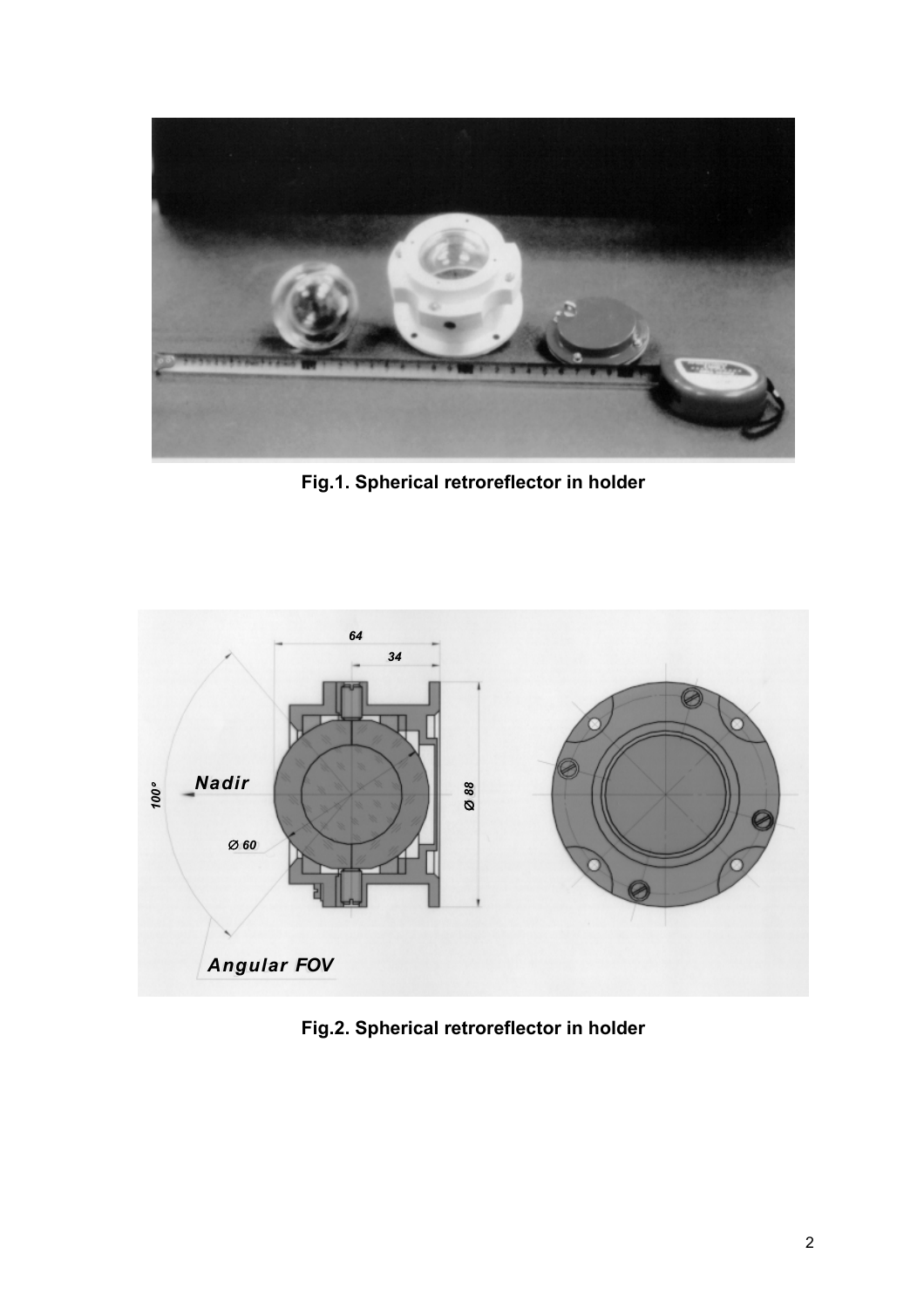**Fig.1. Spherical retroreflector in holder**

**Fig.2. Spherical retroreflector in holder**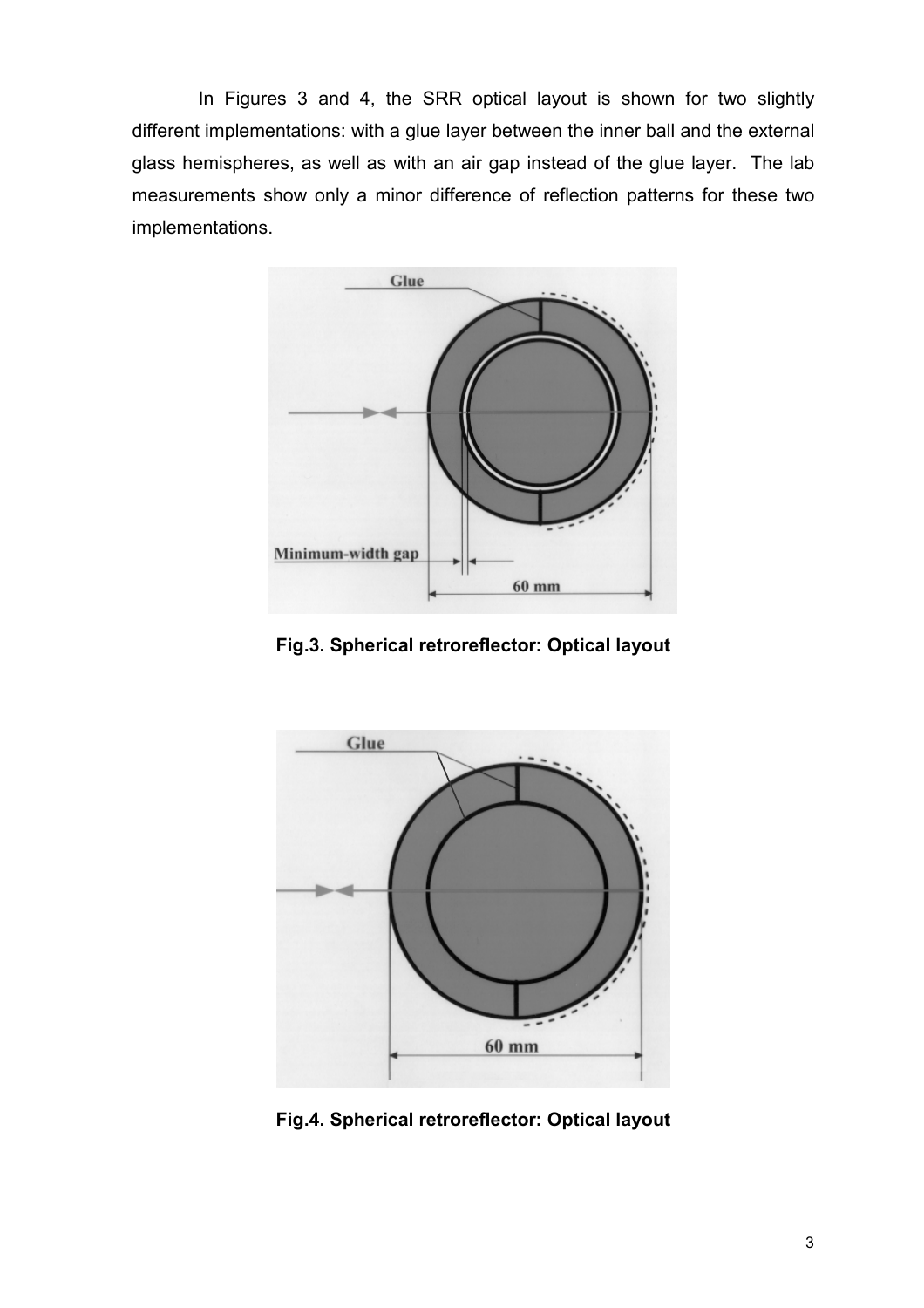In Figures 3 and 4, the SRR optical layout is shown for two slightly different implementations: with a glue layer between the inner ball and the external glass hemispheres, as well as with an air gap instead of the glue layer. The lab measurements show only a minor difference of reflection patterns for these two implementations.

**Fig.3. Spherical retroreflector: Optical layout**

**Fig.4. Spherical retroreflector: Optical layout**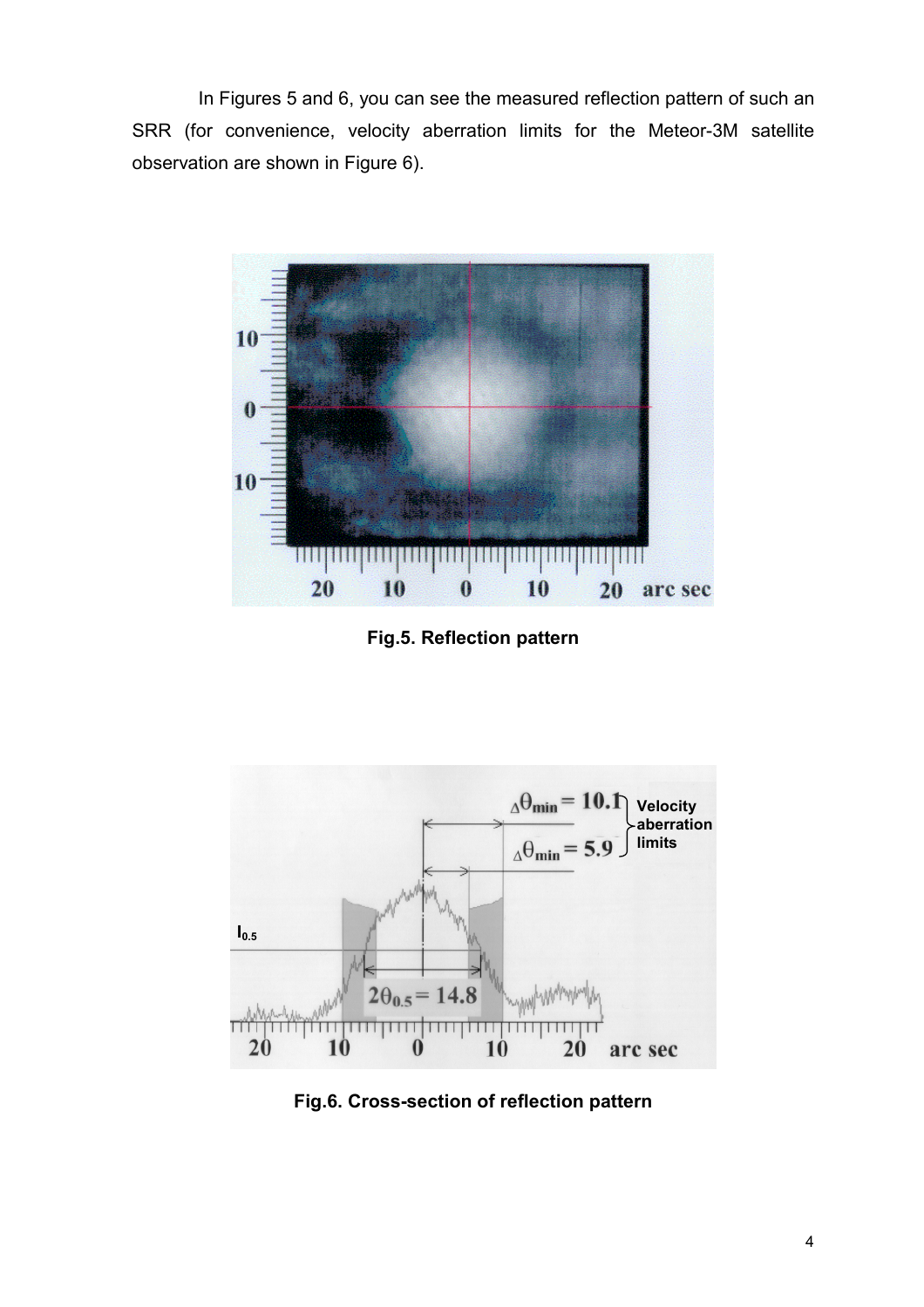In Figures 5 and 6, you can see the measured reflection pattern of such an SRR (for convenience, velocity aberration limits for the Meteor-3M satellite observation are shown in Figure 6).

**Fig.5. Reflection pattern**

**Fig.6. Cross-section of reflection pattern**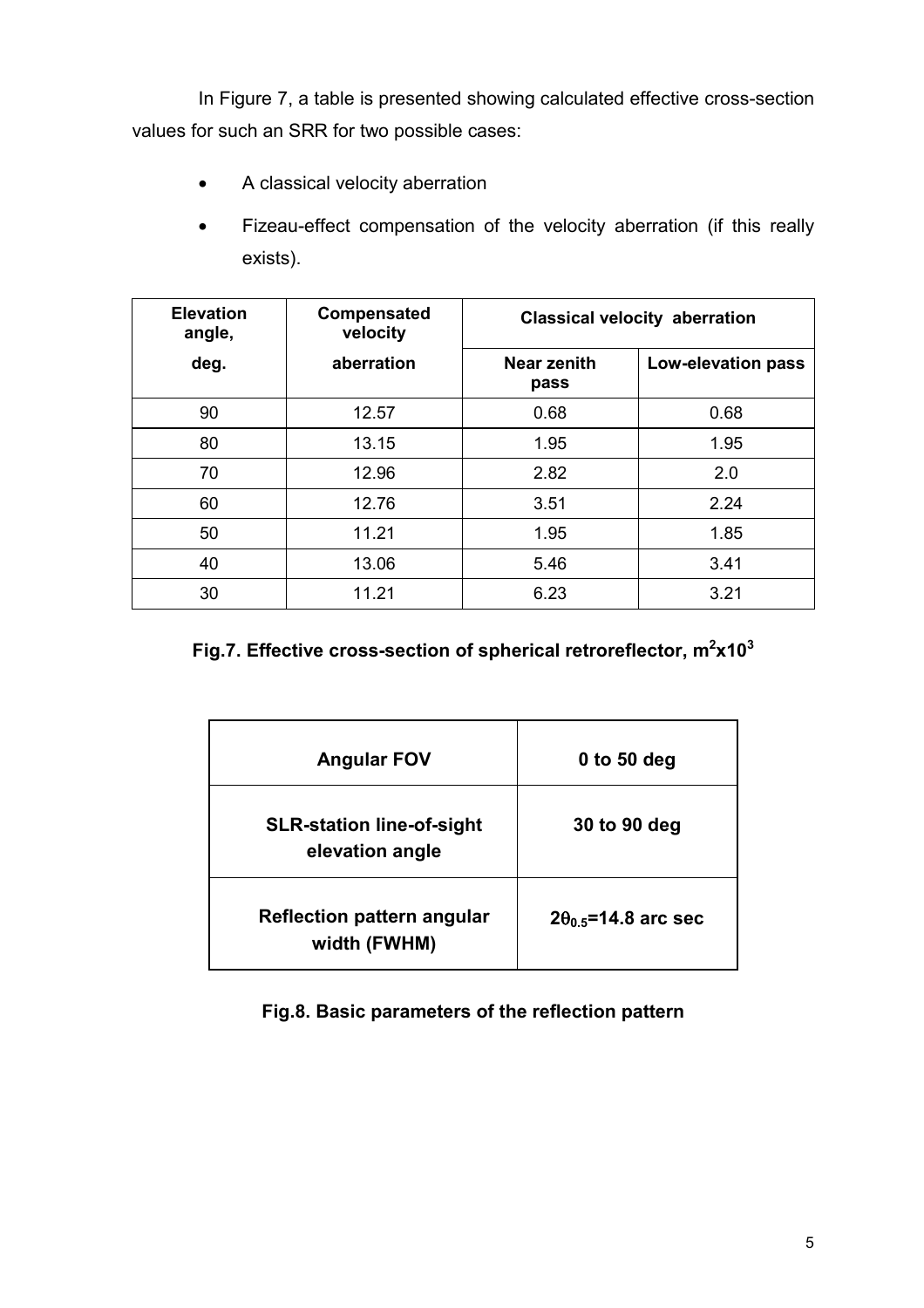In Figure 7, a table is presented showing calculated effective cross-section values for such an SRR for two possible cases:

- A classical velocity aberration
- Fizeau-effect compensation of the velocity aberration (if this really exists).

| Elevation angle, deg. | Compensated velocity aberration | Classical velocity aberration | |
|---|---|---|---|
| | | Near zenith pass | Low-elevation pass |
| 90 | 12.57 | 0.68 | 0.68 |
| 80 | 13.15 | 1.95 | 1.95 |
| 70 | 12.96 | 2.82 | 2.0 |
| 60 | 12.76 | 3.51 | 2.24 |
| 50 | 11.21 | 1.95 | 1.85 |
| 40 | 13.06 | 5.46 | 3.41 |
| 30 | 11.21 | 6.23 | 3.21 |

**Fig.7. Effective cross-section of spherical retroreflector, $m^2 x 10^3$**

| | |
|---|---|
| **Angular FOV** | **0 to 50 deg** |
| **SLR-station line-of-sight elevation angle** | **30 to 90 deg** |
| **Reflection pattern angular width (FWHM)** | **$2\theta_{0.5}$=14.8 arc sec** |

**Fig.8. Basic parameters of the reflection pattern**